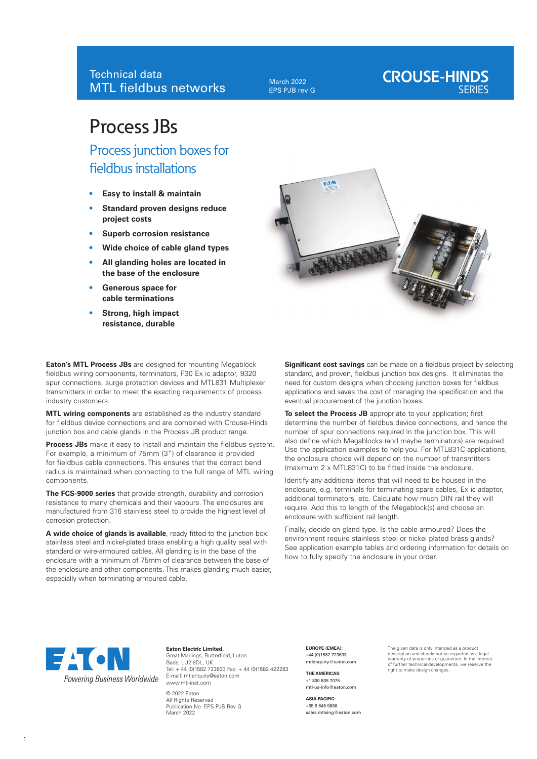Technical data
MTL fieldbus networks

March 2022
EPS PJB rev G

CROUSE-HINDS SERIES

# Process JBs

## Process junction boxes for fieldbus installations

- **Easy to install & maintain**
- **Standard proven designs reduce project costs**
- **Superb corrosion resistance**
- **Wide choice of cable gland types**
- **All glanding holes are located in the base of the enclosure**
- **Generous space for cable terminations**
- **Strong, high impact resistance, durable**

**Eaton's MTL Process JBs** are designed for mounting Megablock fieldbus wiring components, terminators, F30 Ex ic adaptor, 9320 spur connections, surge protection devices and MTL831 Multiplexer transmitters in order to meet the exacting requirements of process industry customers.

**MTL wiring components** are established as the industry standard for fieldbus device connections and are combined with Crouse-Hinds junction box and cable glands in the Process JB product range.

**Process JBs** make it easy to install and maintain the fieldbus system. For example, a minimum of 75mm (3") of clearance is provided for fieldbus cable connections. This ensures that the correct bend radius is maintained when connecting to the full range of MTL wiring components.

**The FCS-9000 series** that provide strength, durability and corrosion resistance to many chemicals and their vapours. The enclosures are manufactured from 316 stainless steel to provide the highest level of corrosion protection.

**A wide choice of glands is available**, ready fitted to the junction box: stainless steel and nickel-plated brass enabling a high quality seal with standard or wire-armoured cables. All glanding is in the base of the enclosure with a minimum of 75mm of clearance between the base of the enclosure and other components. This makes glanding much easier, especially when terminating armoured cable.

**Significant cost savings** can be made on a fieldbus project by selecting standard, and proven, fieldbus junction box designs. It eliminates the need for custom designs when choosing junction boxes for fieldbus applications and saves the cost of managing the specification and the eventual procurement of the junction boxes.

**To select the Process JB** appropriate to your application; first determine the number of fieldbus device connections, and hence the number of spur connections required in the junction box. This will also define which Megablocks (and maybe terminators) are required. Use the application examples to help you. For MTL831C applications, the enclosure choice will depend on the number of transmitters (maximum 2 x MTL831C) to be fitted inside the enclosure.

Identify any additional items that will need to be housed in the enclosure, e.g. terminals for terminating spare cables, Ex ic adaptor, additional terminators, etc. Calculate how much DIN rail they will require. Add this to length of the Megablock(s) and choose an enclosure with sufficient rail length.

Finally, decide on gland type. Is the cable armoured? Does the environment require stainless steel or nickel plated brass glands? See application example tables and ordering information for details on how to fully specify the enclosure in your order.

EATON
Powering Business Worldwide

**Eaton Electric Limited,**
Great Marlings, Butterfield, Luton
Beds, LU2 8DL, UK.
Tel: + 44 (0)1582 723633 Fax: + 44 (0)1582 422283
E-mail: mtlenquiry@eaton.com
www.mtl-inst.com

© 2022 Eaton
All Rights Reserved
Publication No. EPS PJB Rev G
March 2022

**EUROPE (EMEA):**
+44 (0)1582 723633
mtlenquiry@eaton.com

**THE AMERICAS:**
+1 800 835 7075
mtl-us-info@eaton.com

**ASIA-PACIFIC:**
+65 6 645 9888
sales.mtlsing@eaton.com

The given data is only intended as a product description and should not be regarded as a legal warranty of properties or guarantee. In the interest of further technical developments, we reserve the right to make design changes.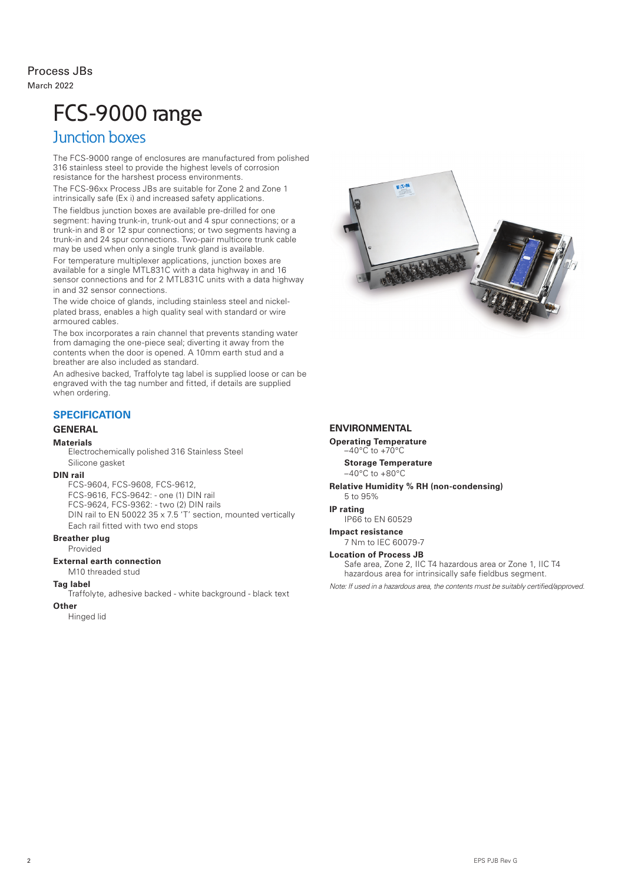Process JBs
March 2022

# FCS-9000 range

## Junction boxes

The FCS-9000 range of enclosures are manufactured from polished 316 stainless steel to provide the highest levels of corrosion resistance for the harshest process environments.

The FCS-96xx Process JBs are suitable for Zone 2 and Zone 1 intrinsically safe (Ex i) and increased safety applications.

The fieldbus junction boxes are available pre-drilled for one segment: having trunk-in, trunk-out and 4 spur connections; or a trunk-in and 8 or 12 spur connections; or two segments having a trunk-in and 24 spur connections. Two-pair multicore trunk cable may be used when only a single trunk gland is available.

For temperature multiplexer applications, junction boxes are available for a single MTL831C with a data highway in and 16 sensor connections and for 2 MTL831C units with a data highway in and 32 sensor connections.

The wide choice of glands, including stainless steel and nickel-plated brass, enables a high quality seal with standard or wire armoured cables.

The box incorporates a rain channel that prevents standing water from damaging the one-piece seal; diverting it away from the contents when the door is opened. A 10mm earth stud and a breather are also included as standard.

An adhesive backed, Traffolyte tag label is supplied loose or can be engraved with the tag number and fitted, if details are supplied when ordering.

## SPECIFICATION

### GENERAL

**Materials**
Electrochemically polished 316 Stainless Steel
Silicone gasket

**DIN rail**
FCS-9604, FCS-9608, FCS-9612,
FCS-9616, FCS-9642: - one (1) DIN rail
FCS-9624, FCS-9362: - two (2) DIN rails
DIN rail to EN 50022 35 x 7.5 'T' section, mounted vertically
Each rail fitted with two end stops

**Breather plug**
Provided

**External earth connection**
M10 threaded stud

**Tag label**
Traffolyte, adhesive backed - white background - black text

**Other**
Hinged lid

### ENVIRONMENTAL

**Operating Temperature**
–40°C to +70°C

**Storage Temperature**
–40°C to +80°C

**Relative Humidity % RH (non-condensing)**
5 to 95%

**IP rating**
IP66 to EN 60529

**Impact resistance**
7 Nm to IEC 60079-7

**Location of Process JB**
Safe area, Zone 2, IIC T4 hazardous area or Zone 1, IIC T4 hazardous area for intrinsically safe fieldbus segment.

*Note: If used in a hazardous area, the contents must be suitably certified/approved.*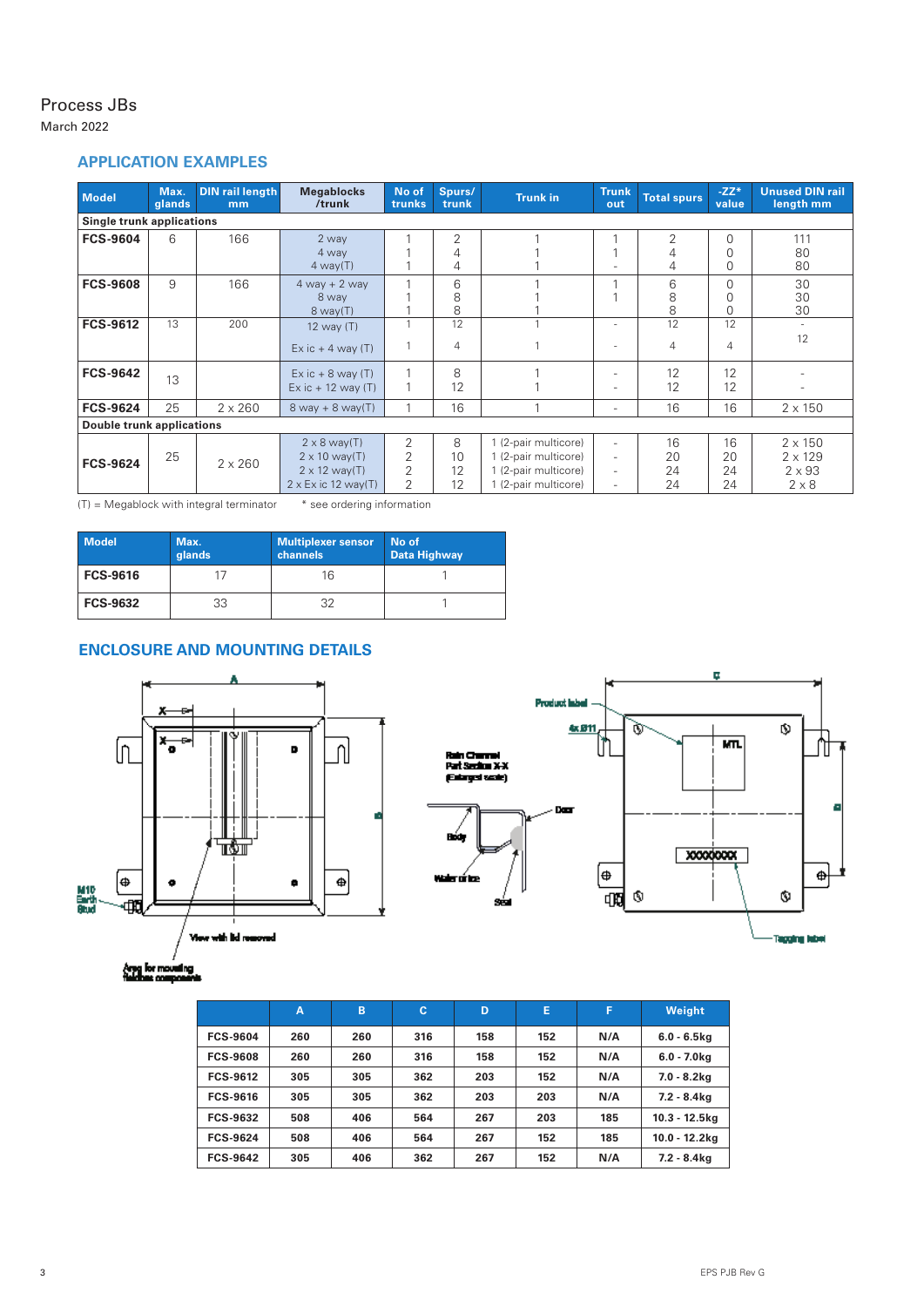Process JBs

March 2022

## APPLICATION EXAMPLES

| Model | Max. glands | DIN rail length mm | Megablocks /trunk | No of trunks | Spurs/ trunk | Trunk in | Trunk out | Total spurs | -ZZ* value | Unused DIN rail length mm |
|---|---|---|---|---|---|---|---|---|---|---|
| **Single trunk applications** | | | | | | | | | | |
| **FCS-9604** | 6 | 166 | 2 way<br>4 way<br>4 way(T) | 1<br>1<br>1 | 2<br>4<br>4 | 1<br>1<br>1 | 1<br>1<br>- | 2<br>4<br>4 | 0<br>0<br>0 | 111<br>80<br>80 |
| **FCS-9608** | 9 | 166 | 4 way + 2 way<br>8 way<br>8 way(T) | 1<br>1<br>1 | 6<br>8<br>8 | 1<br>1<br>1 | 1<br>1 | 6<br>8<br>8 | 0<br>0<br>0 | 30<br>30<br>30 |
| **FCS-9612** | 13 | 200 | 12 way (T)<br>Ex ic + 4 way (T) | 1<br>1 | 12<br>4 | 1<br>1 | -<br>- | 12<br>4 | 12<br>4 | -<br>12 |
| **FCS-9642** | 13 | | Ex ic + 8 way (T)<br>Ex ic + 12 way (T) | 1<br>1 | 8<br>12 | 1<br>1 | -<br>- | 12<br>12 | 12<br>12 | -<br>- |
| **FCS-9624** | 25 | 2 x 260 | 8 way + 8 way(T) | 1 | 16 | 1 | - | 16 | 16 | 2 x 150 |
| **Double trunk applications** | | | | | | | | | | |
| **FCS-9624** | 25 | 2 x 260 | 2 x 8 way(T)<br>2 x 10 way(T)<br>2 x 12 way(T)<br>2 x Ex ic 12 way(T) | 2<br>2<br>2<br>2 | 8<br>10<br>12<br>12 | 1 (2-pair multicore)<br>1 (2-pair multicore)<br>1 (2-pair multicore)<br>1 (2-pair multicore) | -<br>-<br>-<br>- | 16<br>20<br>24<br>24 | 16<br>20<br>24<br>24 | 2 x 150<br>2 x 129<br>2 x 93<br>2 x 8 |

(T) = Megablock with integral terminator * see ordering information

| Model | Max. glands | Multiplexer sensor channels | No of Data Highway |
|---|---|---|---|
| **FCS-9616** | 17 | 16 | 1 |
| **FCS-9632** | 33 | 32 | 1 |

## ENCLOSURE AND MOUNTING DETAILS

| | A | B | C | D | E | F | Weight |
|---|---|---|---|---|---|---|---|
| FCS-9604 | 260 | 260 | 316 | 158 | 152 | N/A | 6.0 - 6.5kg |
| FCS-9608 | 260 | 260 | 316 | 158 | 152 | N/A | 6.0 - 7.0kg |
| FCS-9612 | 305 | 305 | 362 | 203 | 152 | N/A | 7.0 - 8.2kg |
| FCS-9616 | 305 | 305 | 362 | 203 | 203 | N/A | 7.2 - 8.4kg |
| FCS-9632 | 508 | 406 | 564 | 267 | 203 | 185 | 10.3 - 12.5kg |
| FCS-9624 | 508 | 406 | 564 | 267 | 152 | 185 | 10.0 - 12.2kg |
| FCS-9642 | 305 | 406 | 362 | 267 | 152 | N/A | 7.2 - 8.4kg |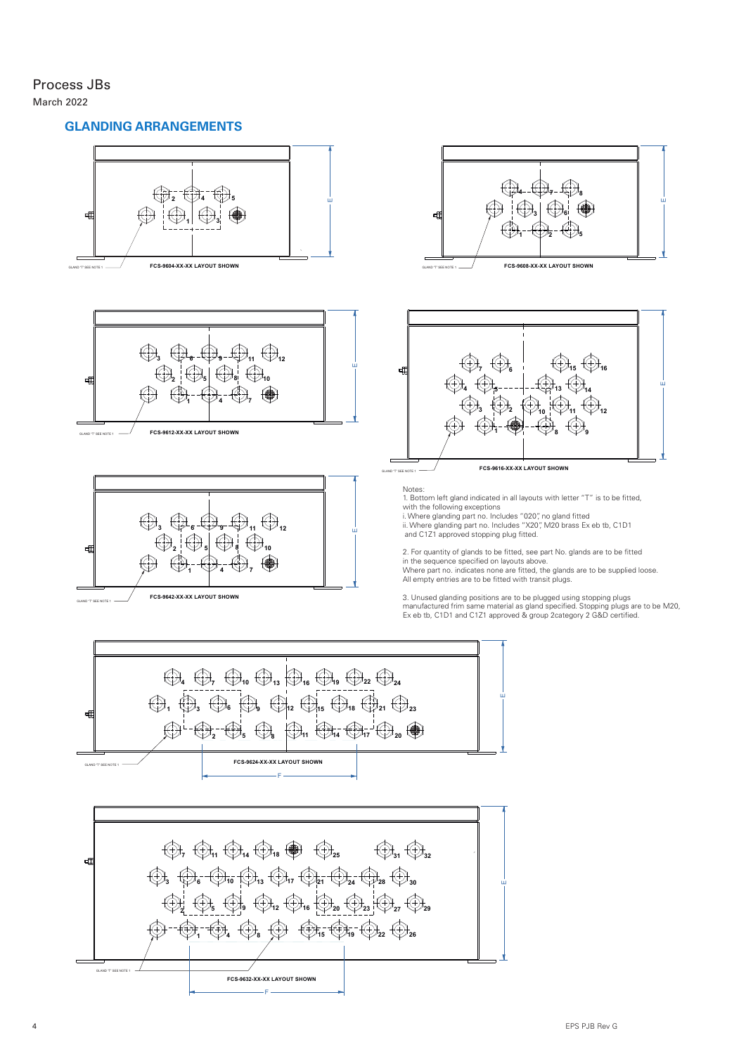Process JBs

March 2022

## GLANDING ARRANGEMENTS

GLAND "T" SEE NOTE 1

FCS-9604-XX-XX LAYOUT SHOWN

GLAND "T" SEE NOTE 1

FCS-9608-XX-XX LAYOUT SHOWN

GLAND "T" SEE NOTE 1

FCS-9612-XX-XX LAYOUT SHOWN

GLAND "T" SEE NOTE 1

FCS-9616-XX-XX LAYOUT SHOWN

GLAND "T" SEE NOTE 1

FCS-9642-XX-XX LAYOUT SHOWN

Notes:

1. Bottom left gland indicated in all layouts with letter "T" is to be fitted, with the following exceptions
   i. Where glanding part no. Includes "020", no gland fitted
   ii. Where glanding part no. Includes "X20", M20 brass Ex eb tb, C1D1 and C1Z1 approved stopping plug fitted.

2. For quantity of glands to be fitted, see part No. glands are to be fitted in the sequence specified on layouts above.
   Where part no. indicates none are fitted, the glands are to be supplied loose.
   All empty entries are to be fitted with transit plugs.

3. Unused glanding positions are to be plugged using stopping plugs manufactured frim same material as gland specified. Stopping plugs are to be M20, Ex eb tb, C1D1 and C1Z1 approved & group 2category 2 G&D certified.

GLAND "T" SEE NOTE 1

FCS-9624-XX-XX LAYOUT SHOWN

GLAND "T" SEE NOTE 1

FCS-9632-XX-XX LAYOUT SHOWN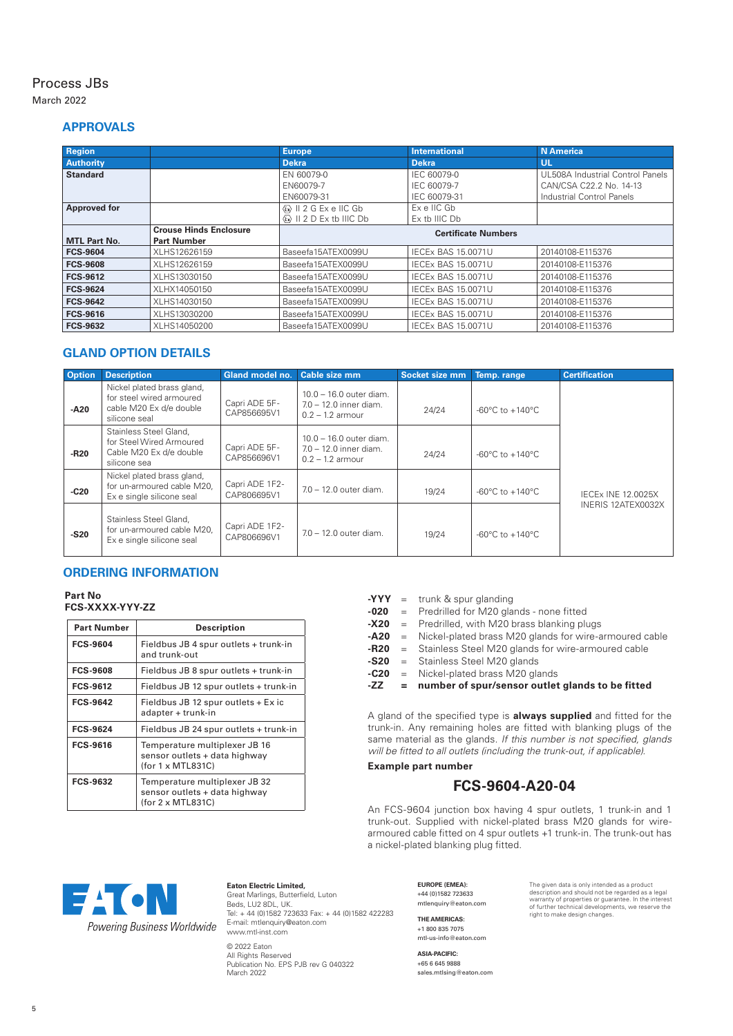Process JBs
March 2022

## APPROVALS

| Region | | Europe | International | N America |
|---|---|---|---|---|
| Authority | | Dekra | Dekra | UL |
| **Standard** | | EN 60079-0<br>EN60079-7<br>EN60079-31 | IEC 60079-0<br>IEC 60079-7<br>IEC 60079-31 | UL508A Industrial Control Panels<br>CAN/CSA C22.2 No. 14-13<br>Industrial Control Panels |
| **Approved for** | | Ex II 2 G Ex e IIC Gb<br>Ex II 2 D Ex tb IIIC Db | Ex e IIC Gb<br>Ex tb IIIC Db | |
| **MTL Part No.** | **Crouse Hinds Enclosure Part Number** | **Certificate Numbers** | | |
| **FCS-9604** | XLHS12626159 | Baseefa15ATEX0099U | IECEx BAS 15.0071U | 20140108-E115376 |
| **FCS-9608** | XLHS12626159 | Baseefa15ATEX0099U | IECEx BAS 15.0071U | 20140108-E115376 |
| **FCS-9612** | XLHS13030150 | Baseefa15ATEX0099U | IECEx BAS 15.0071U | 20140108-E115376 |
| **FCS-9624** | XLHX14050150 | Baseefa15ATEX0099U | IECEx BAS 15.0071U | 20140108-E115376 |
| **FCS-9642** | XLHS14030150 | Baseefa15ATEX0099U | IECEx BAS 15.0071U | 20140108-E115376 |
| **FCS-9616** | XLHS13030200 | Baseefa15ATEX0099U | IECEx BAS 15.0071U | 20140108-E115376 |
| **FCS-9632** | XLHS14050200 | Baseefa15ATEX0099U | IECEx BAS 15.0071U | 20140108-E115376 |

## GLAND OPTION DETAILS

| Option | Description | Gland model no. | Cable size mm | Socket size mm | Temp. range | Certification |
|---|---|---|---|---|---|---|
| **-A20** | Nickel plated brass gland, for steel wired armoured cable M20 Ex d/e double silicone seal | Capri ADE 5F-CAP856695V1 | 10.0 – 16.0 outer diam.<br>7.0 – 12.0 inner diam.<br>0.2 – 1.2 armour | 24/24 | -60°C to +140°C | IECEx INE 12.0025X<br>INERIS 12ATEX0032X |
| **-R20** | Stainless Steel Gland, for Steel Wired Armoured Cable M20 Ex d/e double silicone sea | Capri ADE 5F-CAP856696V1 | 10.0 – 16.0 outer diam.<br>7.0 – 12.0 inner diam.<br>0.2 – 1.2 armour | 24/24 | -60°C to +140°C | |
| **-C20** | Nickel plated brass gland, for un-armoured cable M20, Ex e single silicone seal | Capri ADE 1F2-CAP806695V1 | 7.0 – 12.0 outer diam. | 19/24 | -60°C to +140°C | |
| **-S20** | Stainless Steel Gland, for un-armoured cable M20, Ex e single silicone seal | Capri ADE 1F2-CAP806696V1 | 7.0 – 12.0 outer diam. | 19/24 | -60°C to +140°C | |

## ORDERING INFORMATION

**Part No**
**FCS-XXXX-YYY-ZZ**

| Part Number | Description |
|---|---|
| **FCS-9604** | Fieldbus JB 4 spur outlets + trunk-in and trunk-out |
| **FCS-9608** | Fieldbus JB 8 spur outlets + trunk-in |
| **FCS-9612** | Fieldbus JB 12 spur outlets + trunk-in |
| **FCS-9642** | Fieldbus JB 12 spur outlets + Ex ic adapter + trunk-in |
| **FCS-9624** | Fieldbus JB 24 spur outlets + trunk-in |
| **FCS-9616** | Temperature multiplexer JB 16 sensor outlets + data highway (for 1 x MTL831C) |
| **FCS-9632** | Temperature multiplexer JB 32 sensor outlets + data highway (for 2 x MTL831C) |

**-YYY** = trunk & spur glanding
**-020** = Predrilled for M20 glands - none fitted
**-X20** = Predrilled, with M20 brass blanking plugs
**-A20** = Nickel-plated brass M20 glands for wire-armoured cable
**-R20** = Stainless Steel M20 glands for wire-armoured cable
**-S20** = Stainless Steel M20 glands
**-C20** = Nickel-plated brass M20 glands
**-ZZ** = **number of spur/sensor outlet glands to be fitted**

A gland of the specified type is **always supplied** and fitted for the trunk-in. Any remaining holes are fitted with blanking plugs of the same material as the glands. *If this number is not specified, glands will be fitted to all outlets (including the trunk-out, if applicable).*

**Example part number**

### FCS-9604-A20-04

An FCS-9604 junction box having 4 spur outlets, 1 trunk-in and 1 trunk-out. Supplied with nickel-plated brass M20 glands for wire-armoured cable fitted on 4 spur outlets +1 trunk-in. The trunk-out has a nickel-plated blanking plug fitted.

EATON
Powering Business Worldwide

**Eaton Electric Limited,**
Great Marlings, Butterfield, Luton
Beds, LU2 8DL, UK.
Tel: + 44 (0)1582 723633 Fax: + 44 (0)1582 422283
E-mail: mtlenquiry@eaton.com
www.mtl-inst.com

© 2022 Eaton
All Rights Reserved
Publication No. EPS PJB rev G 040322
March 2022

**EUROPE (EMEA):**
+44 (0)1582 723633
mtlenquiry@eaton.com

**THE AMERICAS:**
+1 800 835 7075
mtl-us-info@eaton.com

**ASIA-PACIFIC:**
+65 6 645 9888
sales.mtlsing@eaton.com

The given data is only intended as a product description and should not be regarded as a legal warranty of properties or guarantee. In the interest of further technical developments, we reserve the right to make design changes.